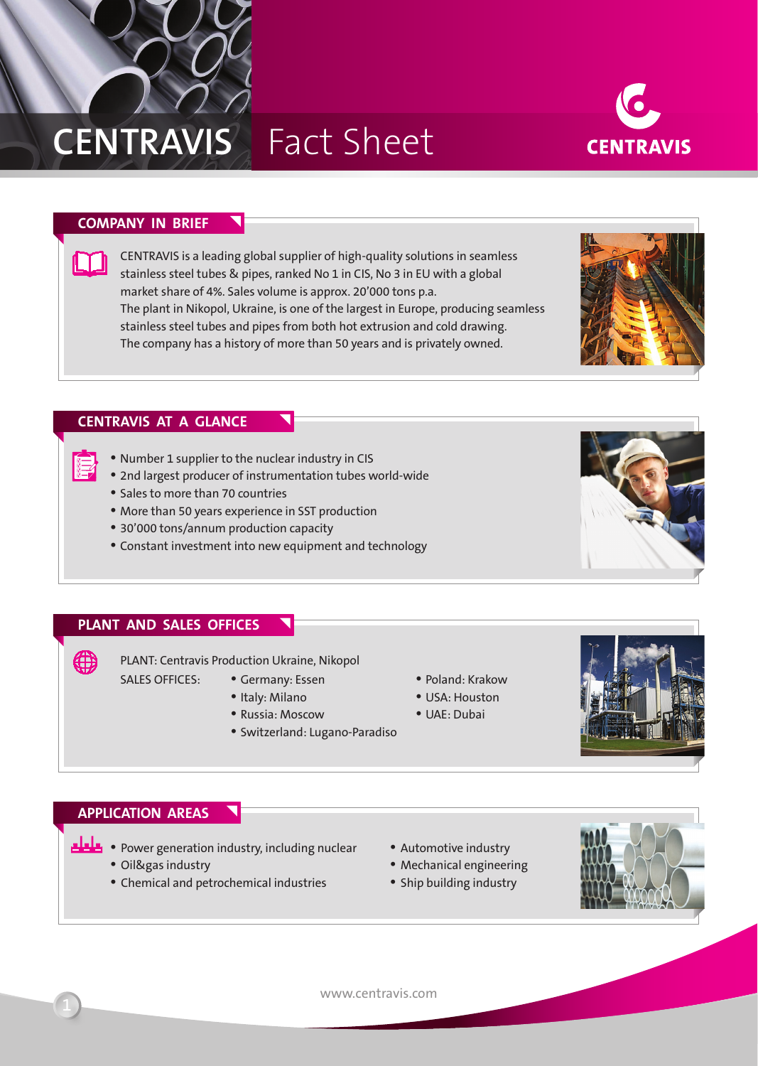# CENTRAVIS Fact Sheet

## COMPANY IN BRIEF

CENTRAVIS is a leading global supplier of high-quality solutions in seamless stainless steel tubes & pipes, ranked No 1 in CIS, No 3 in EU with a global market share of 4%. Sales volume is approx. 20'000 tons p.a.
The plant in Nikopol, Ukraine, is one of the largest in Europe, producing seamless stainless steel tubes and pipes from both hot extrusion and cold drawing.
The company has a history of more than 50 years and is privately owned.

## CENTRAVIS AT A GLANCE

- Number 1 supplier to the nuclear industry in CIS
- 2nd largest producer of instrumentation tubes world-wide
- Sales to more than 70 countries
- More than 50 years experience in SST production
- 30'000 tons/annum production capacity
- Constant investment into new equipment and technology

## PLANT AND SALES OFFICES

PLANT: Centravis Production Ukraine, Nikopol

SALES OFFICES:

- Germany: Essen
- Italy: Milano
- Russia: Moscow
- Switzerland: Lugano-Paradiso
- Poland: Krakow
- USA: Houston
- UAE: Dubai

## APPLICATION AREAS

- Power generation industry, including nuclear
- Oil&gas industry
- Chemical and petrochemical industries
- Automotive industry
- Mechanical engineering
- Ship building industry

www.centravis.com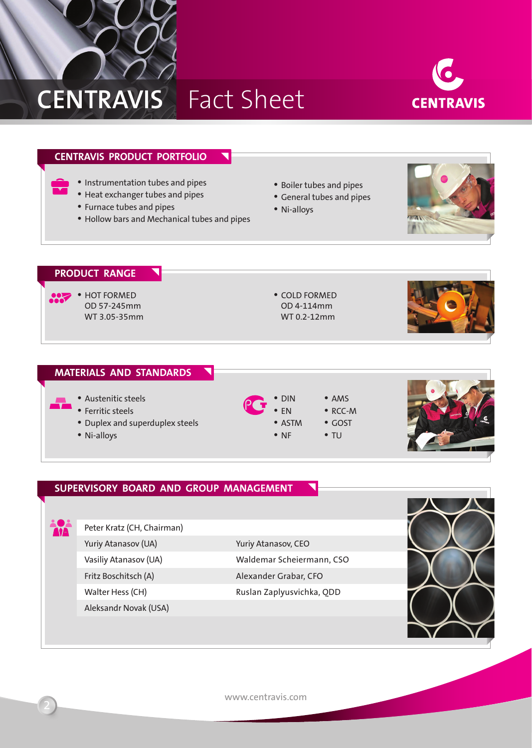# CENTRAVIS Fact Sheet

## CENTRAVIS PRODUCT PORTFOLIO

- Instrumentation tubes and pipes
- Heat exchanger tubes and pipes
- Furnace tubes and pipes
- Hollow bars and Mechanical tubes and pipes
- Boiler tubes and pipes
- General tubes and pipes
- Ni-alloys

## PRODUCT RANGE

- HOT FORMED
  OD 57-245mm
  WT 3.05-35mm
- COLD FORMED
  OD 4-114mm
  WT 0.2-12mm

## MATERIALS AND STANDARDS

- Austenitic steels
- Ferritic steels
- Duplex and superduplex steels
- Ni-alloys

- DIN
- EN
- ASTM
- NF
- AMS
- RCC-M
- GOST
- TU

## SUPERVISORY BOARD AND GROUP MANAGEMENT

| | |
|---|---|
| Peter Kratz (CH, Chairman) | |
| Yuriy Atanasov (UA) | Yuriy Atanasov, CEO |
| Vasiliy Atanasov (UA) | Waldemar Scheiermann, CSO |
| Fritz Boschitsch (A) | Alexander Grabar, CFO |
| Walter Hess (CH) | Ruslan Zaplyusvichka, QDD |
| Aleksandr Novak (USA) | |

www.centravis.com